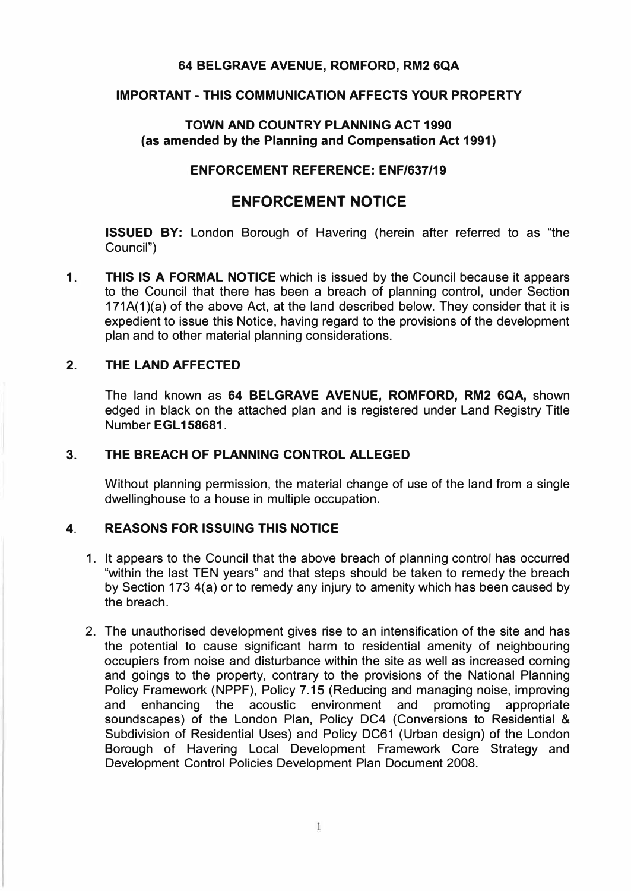**64 BELGRAVE AVENUE, ROMFORD, RM2 6QA**

**IMPORTANT - THIS COMMUNICATION AFFECTS YOUR PROPERTY**

**TOWN AND COUNTRY PLANNING ACT 1990**
**(as amended by the Planning and Compensation Act 1991)**

**ENFORCEMENT REFERENCE: ENF/637/19**

# ENFORCEMENT NOTICE

**ISSUED BY:** London Borough of Havering (herein after referred to as "the Council")

1. **THIS IS A FORMAL NOTICE** which is issued by the Council because it appears to the Council that there has been a breach of planning control, under Section 171A(1)(a) of the above Act, at the land described below. They consider that it is expedient to issue this Notice, having regard to the provisions of the development plan and to other material planning considerations.

2. **THE LAND AFFECTED**

   The land known as **64 BELGRAVE AVENUE, ROMFORD, RM2 6QA,** shown edged in black on the attached plan and is registered under Land Registry Title Number **EGL158681**.

3. **THE BREACH OF PLANNING CONTROL ALLEGED**

   Without planning permission, the material change of use of the land from a single dwellinghouse to a house in multiple occupation.

4. **REASONS FOR ISSUING THIS NOTICE**

   1. It appears to the Council that the above breach of planning control has occurred "within the last TEN years" and that steps should be taken to remedy the breach by Section 173 4(a) or to remedy any injury to amenity which has been caused by the breach.

   2. The unauthorised development gives rise to an intensification of the site and has the potential to cause significant harm to residential amenity of neighbouring occupiers from noise and disturbance within the site as well as increased coming and goings to the property, contrary to the provisions of the National Planning Policy Framework (NPPF), Policy 7.15 (Reducing and managing noise, improving and enhancing the acoustic environment and promoting appropriate soundscapes) of the London Plan, Policy DC4 (Conversions to Residential & Subdivision of Residential Uses) and Policy DC61 (Urban design) of the London Borough of Havering Local Development Framework Core Strategy and Development Control Policies Development Plan Document 2008.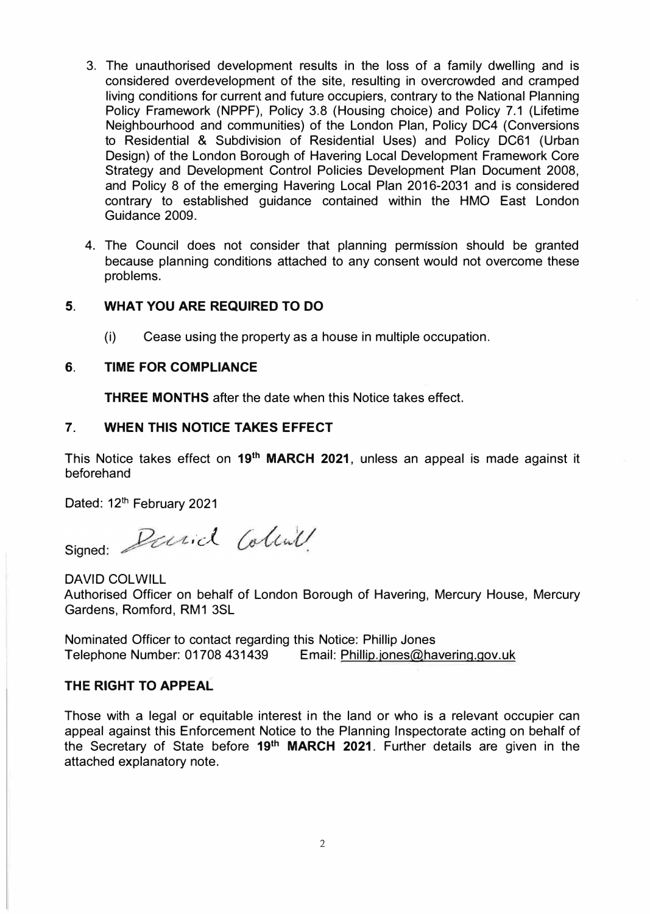3. The unauthorised development results in the loss of a family dwelling and is considered overdevelopment of the site, resulting in overcrowded and cramped living conditions for current and future occupiers, contrary to the National Planning Policy Framework (NPPF), Policy 3.8 (Housing choice) and Policy 7.1 (Lifetime Neighbourhood and communities) of the London Plan, Policy DC4 (Conversions to Residential & Subdivision of Residential Uses) and Policy DC61 (Urban Design) of the London Borough of Havering Local Development Framework Core Strategy and Development Control Policies Development Plan Document 2008, and Policy 8 of the emerging Havering Local Plan 2016-2031 and is considered contrary to established guidance contained within the HMO East London Guidance 2009.

4. The Council does not consider that planning permission should be granted because planning conditions attached to any consent would not overcome these problems.

## 5. WHAT YOU ARE REQUIRED TO DO

(i) Cease using the property as a house in multiple occupation.

## 6. TIME FOR COMPLIANCE

**THREE MONTHS** after the date when this Notice takes effect.

## 7. WHEN THIS NOTICE TAKES EFFECT

This Notice takes effect on **19th MARCH 2021**, unless an appeal is made against it beforehand

Dated: 12th February 2021

Signed: David Colwill

DAVID COLWILL
Authorised Officer on behalf of London Borough of Havering, Mercury House, Mercury Gardens, Romford, RM1 3SL

Nominated Officer to contact regarding this Notice: Phillip Jones
Telephone Number: 01708 431439 Email: Phillip.jones@havering.gov.uk

## THE RIGHT TO APPEAL

Those with a legal or equitable interest in the land or who is a relevant occupier can appeal against this Enforcement Notice to the Planning Inspectorate acting on behalf of the Secretary of State before **19th MARCH 2021**. Further details are given in the attached explanatory note.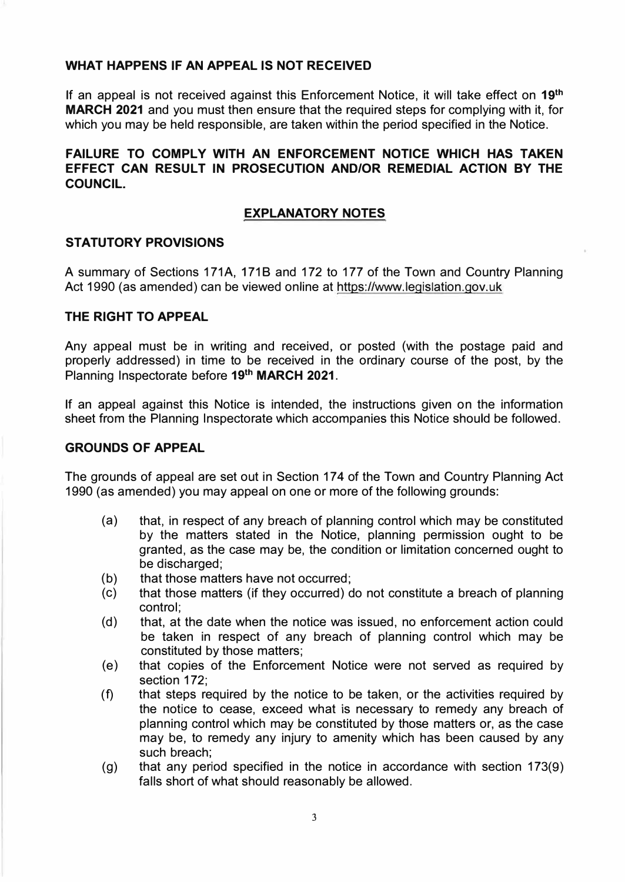### WHAT HAPPENS IF AN APPEAL IS NOT RECEIVED

If an appeal is not received against this Enforcement Notice, it will take effect on **19th MARCH 2021** and you must then ensure that the required steps for complying with it, for which you may be held responsible, are taken within the period specified in the Notice.

### FAILURE TO COMPLY WITH AN ENFORCEMENT NOTICE WHICH HAS TAKEN EFFECT CAN RESULT IN PROSECUTION AND/OR REMEDIAL ACTION BY THE COUNCIL.

## EXPLANATORY NOTES

### STATUTORY PROVISIONS

A summary of Sections 171A, 171B and 172 to 177 of the Town and Country Planning Act 1990 (as amended) can be viewed online at https://www.legislation.gov.uk

### THE RIGHT TO APPEAL

Any appeal must be in writing and received, or posted (with the postage paid and properly addressed) in time to be received in the ordinary course of the post, by the Planning Inspectorate before **19th MARCH 2021**.

If an appeal against this Notice is intended, the instructions given on the information sheet from the Planning Inspectorate which accompanies this Notice should be followed.

### GROUNDS OF APPEAL

The grounds of appeal are set out in Section 174 of the Town and Country Planning Act 1990 (as amended) you may appeal on one or more of the following grounds:

- (a) that, in respect of any breach of planning control which may be constituted by the matters stated in the Notice, planning permission ought to be granted, as the case may be, the condition or limitation concerned ought to be discharged;
- (b) that those matters have not occurred;
- (c) that those matters (if they occurred) do not constitute a breach of planning control;
- (d) that, at the date when the notice was issued, no enforcement action could be taken in respect of any breach of planning control which may be constituted by those matters;
- (e) that copies of the Enforcement Notice were not served as required by section 172;
- (f) that steps required by the notice to be taken, or the activities required by the notice to cease, exceed what is necessary to remedy any breach of planning control which may be constituted by those matters or, as the case may be, to remedy any injury to amenity which has been caused by any such breach;
- (g) that any period specified in the notice in accordance with section 173(9) falls short of what should reasonably be allowed.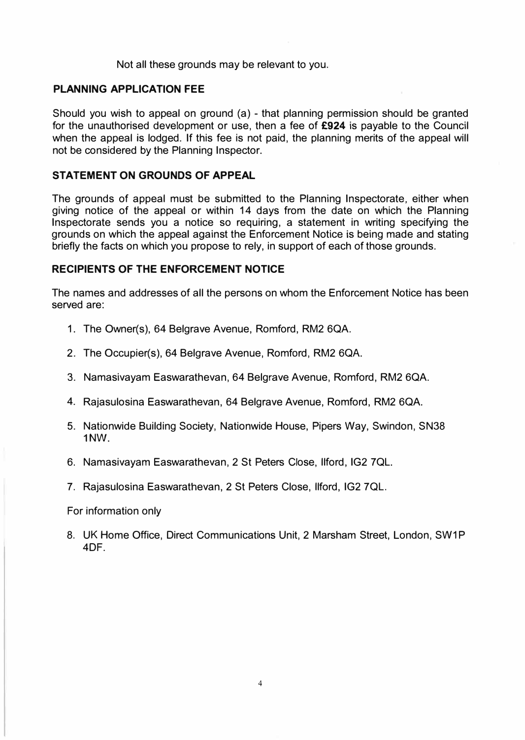Not all these grounds may be relevant to you.

## PLANNING APPLICATION FEE

Should you wish to appeal on ground (a) - that planning permission should be granted for the unauthorised development or use, then a fee of **£924** is payable to the Council when the appeal is lodged. If this fee is not paid, the planning merits of the appeal will not be considered by the Planning Inspector.

## STATEMENT ON GROUNDS OF APPEAL

The grounds of appeal must be submitted to the Planning Inspectorate, either when giving notice of the appeal or within 14 days from the date on which the Planning Inspectorate sends you a notice so requiring, a statement in writing specifying the grounds on which the appeal against the Enforcement Notice is being made and stating briefly the facts on which you propose to rely, in support of each of those grounds.

## RECIPIENTS OF THE ENFORCEMENT NOTICE

The names and addresses of all the persons on whom the Enforcement Notice has been served are:

1. The Owner(s), 64 Belgrave Avenue, Romford, RM2 6QA.
2. The Occupier(s), 64 Belgrave Avenue, Romford, RM2 6QA.
3. Namasivayam Easwarathevan, 64 Belgrave Avenue, Romford, RM2 6QA.
4. Rajasulosina Easwarathevan, 64 Belgrave Avenue, Romford, RM2 6QA.
5. Nationwide Building Society, Nationwide House, Pipers Way, Swindon, SN38 1NW.
6. Namasivayam Easwarathevan, 2 St Peters Close, Ilford, IG2 7QL.
7. Rajasulosina Easwarathevan, 2 St Peters Close, Ilford, IG2 7QL.

For information only

8. UK Home Office, Direct Communications Unit, 2 Marsham Street, London, SW1P 4DF.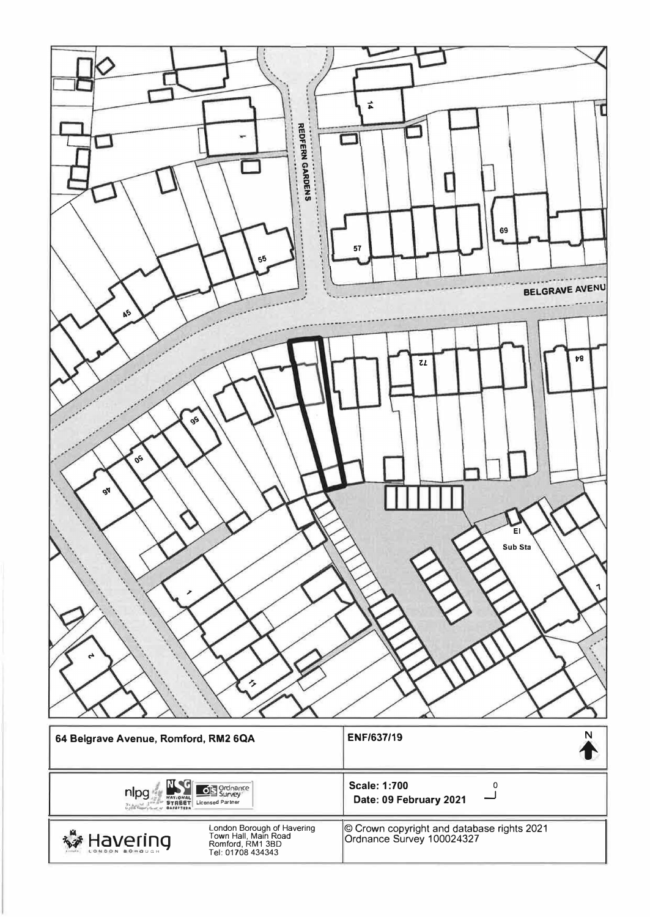REDFERN GARDENS

BELGRAVE AVENUE

14

1

55

57

69

45

72

84

56

50

46

El

Sub Sta

7

1

11

2

| 64 Belgrave Avenue, Romford, RM2 6QA | ENF/637/19 N |
|---|---|
| nlpg NSG National Street Gazetteer Ordnance Survey Licensed Partner | Scale: 1:700 0<br>Date: 09 February 2021 |
| Havering London Borough — London Borough of Havering, Town Hall, Main Road, Romford, RM1 3BD, Tel: 01708 434343 | © Crown copyright and database rights 2021 Ordnance Survey 100024327 |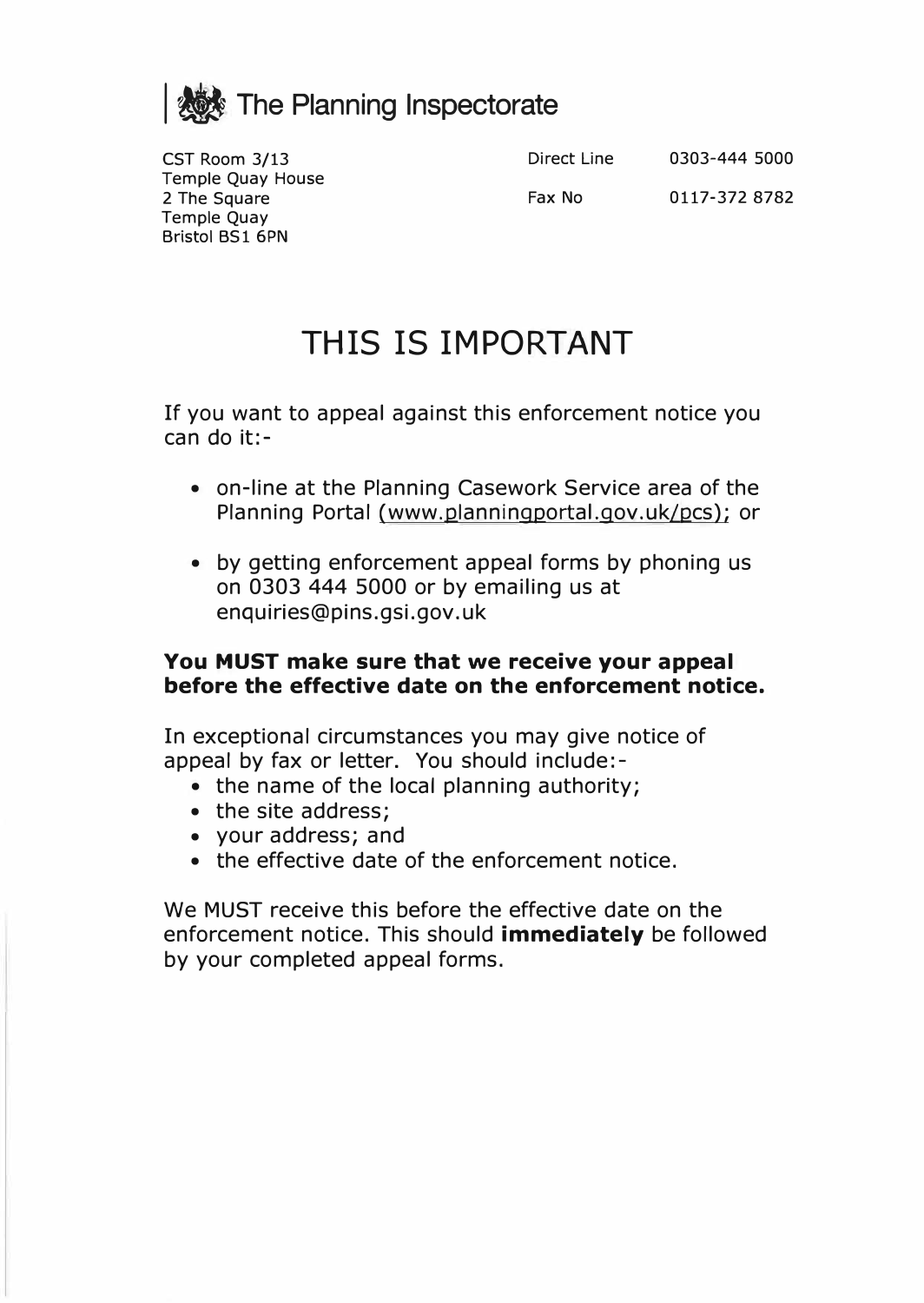# The Planning Inspectorate

CST Room 3/13
Temple Quay House
2 The Square
Temple Quay
Bristol BS1 6PN

| | |
|---|---|
| Direct Line | 0303-444 5000 |
| Fax No | 0117-372 8782 |

# THIS IS IMPORTANT

If you want to appeal against this enforcement notice you can do it:-

- on-line at the Planning Casework Service area of the Planning Portal (www.planningportal.gov.uk/pcs); or
- by getting enforcement appeal forms by phoning us on 0303 444 5000 or by emailing us at enquiries@pins.gsi.gov.uk

**You MUST make sure that we receive your appeal before the effective date on the enforcement notice.**

In exceptional circumstances you may give notice of appeal by fax or letter. You should include:-

- the name of the local planning authority;
- the site address;
- your address; and
- the effective date of the enforcement notice.

We MUST receive this before the effective date on the enforcement notice. This should **immediately** be followed by your completed appeal forms.